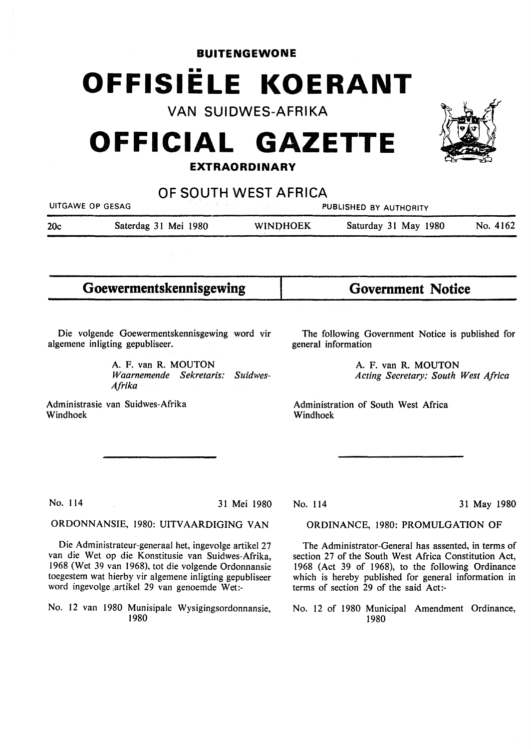**BUITENGEWONE**

# OFFISIËLE KOERANT

VAN SUIDWES-AFRIKA

# OFFICIAL GAZETTE

**EXTRAORDINARY**

OF SOUTH WEST AFRICA

UITGAWE OP GESAG — PUBLISHED BY AUTHORITY

20c — Saterdag 31 Mei 1980 — WINDHOEK — Saturday 31 May 1980 — No. 4162

## Goewermentskennisgewing

Die volgende Goewermentskennisgewing word vir algemene inligting gepubliseer.

A. F. van R. MOUTON
*Waarnemende Sekretaris: Suidwes-Afrika*

Administrasie van Suidwes-Afrika
Windhoek

No. 114 — 31 Mei 1980

ORDONNANSIE, 1980: UITVAARDIGING VAN

Die Administrateur-generaal het, ingevolge artikel 27 van die Wet op die Konstitusie van Suidwes-Afrika, 1968 (Wet 39 van 1968), tot die volgende Ordonnansie toegestem wat hierby vir algemene inligting gepubliseer word ingevolge artikel 29 van genoemde Wet:-

No. 12 van 1980 Munisipale Wysigingsordonnansie, 1980

## Government Notice

The following Government Notice is published for general information

A. F. van R. MOUTON
*Acting Secretary: South West Africa*

Administration of South West Africa
Windhoek

No. 114 — 31 May 1980

ORDINANCE, 1980: PROMULGATION OF

The Administrator-General has assented, in terms of section 27 of the South West Africa Constitution Act, 1968 (Act 39 of 1968), to the following Ordinance which is hereby published for general information in terms of section 29 of the said Act:-

No. 12 of 1980 Municipal Amendment Ordinance, 1980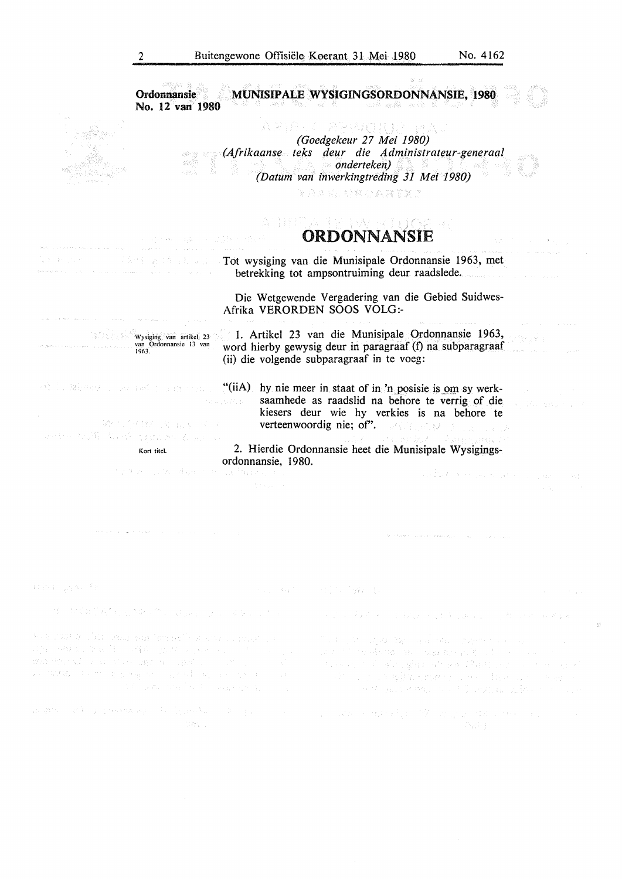**Ordonnansie No. 12 van 1980** **MUNISIPALE WYSIGINGSORDONNANSIE, 1980**

*(Goedgekeur 27 Mei 1980)*
*(Afrikaanse teks deur die Administrateur-generaal onderteken)*
*(Datum van inwerkingtreding 31 Mei 1980)*

# ORDONNANSIE

Tot wysiging van die Munisipale Ordonnansie 1963, met betrekking tot ampsontruiming deur raadslede.

Die Wetgewende Vergadering van die Gebied Suidwes-Afrika VERORDEN SOOS VOLG:-

Wysiging van artikel 23 van Ordonnansie 13 van 1963.

1. Artikel 23 van die Munisipale Ordonnansie 1963, word hierby gewysig deur in paragraaf (f) na subparagraaf (ii) die volgende subparagraaf in te voeg:

"(iiA) hy nie meer in staat of in 'n posisie is om sy werksaamhede as raadslid na behore te verrig of die kiesers deur wie hy verkies is na behore te verteenwoordig nie; of".

Kort titel.

2. Hierdie Ordonnansie heet die Munisipale Wysigingsordonnansie, 1980.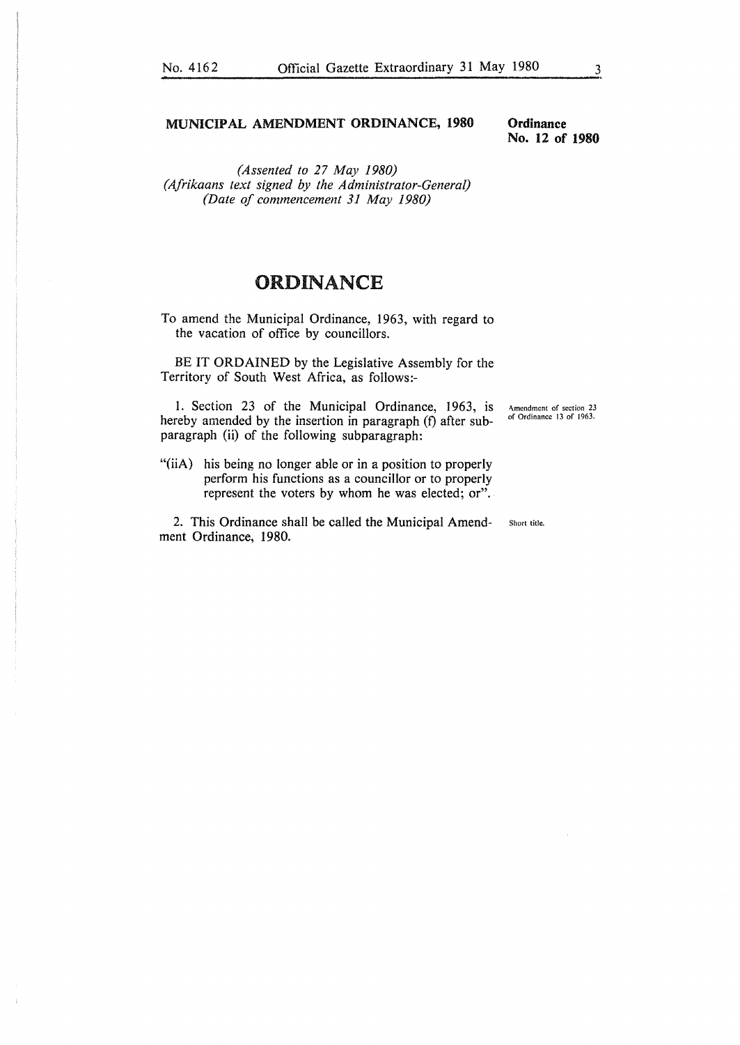## MUNICIPAL AMENDMENT ORDINANCE, 1980

**Ordinance No. 12 of 1980**

*(Assented to 27 May 1980)*
*(Afrikaans text signed by the Administrator-General)*
*(Date of commencement 31 May 1980)*

# ORDINANCE

To amend the Municipal Ordinance, 1963, with regard to the vacation of office by councillors.

BE IT ORDAINED by the Legislative Assembly for the Territory of South West Africa, as follows:-

Amendment of section 23 of Ordinance 13 of 1963.

1. Section 23 of the Municipal Ordinance, 1963, is hereby amended by the insertion in paragraph (f) after subparagraph (ii) of the following subparagraph:

"(iiA) his being no longer able or in a position to properly perform his functions as a councillor or to properly represent the voters by whom he was elected; or".

Short title.

2. This Ordinance shall be called the Municipal Amendment Ordinance, 1980.